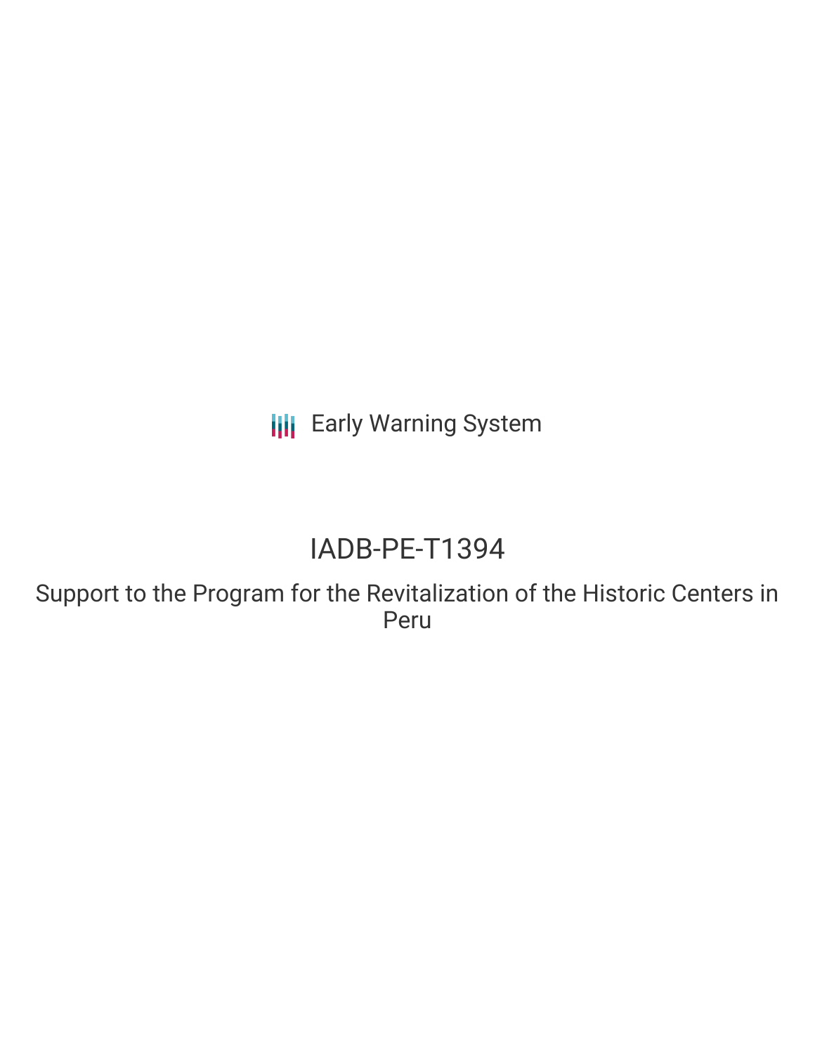Early Warning System

# IADB-PE-T1394

## Support to the Program for the Revitalization of the Historic Centers in Peru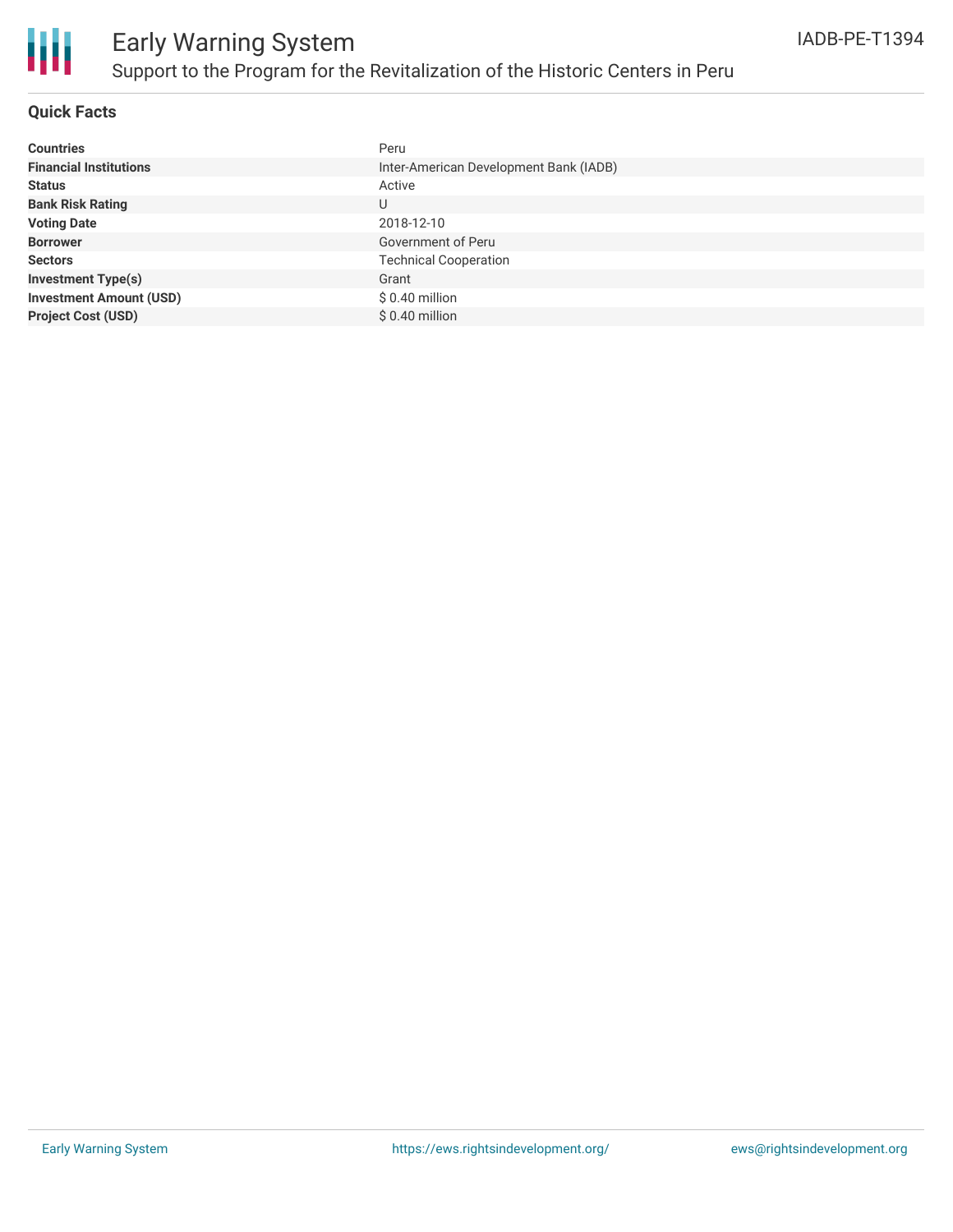# Early Warning System

## Support to the Program for the Revitalization of the Historic Centers in Peru

IADB-PE-T1394

### Quick Facts

| | |
|---|---|
| **Countries** | Peru |
| **Financial Institutions** | Inter-American Development Bank (IADB) |
| **Status** | Active |
| **Bank Risk Rating** | U |
| **Voting Date** | 2018-12-10 |
| **Borrower** | Government of Peru |
| **Sectors** | Technical Cooperation |
| **Investment Type(s)** | Grant |
| **Investment Amount (USD)** | $ 0.40 million |
| **Project Cost (USD)** | $ 0.40 million |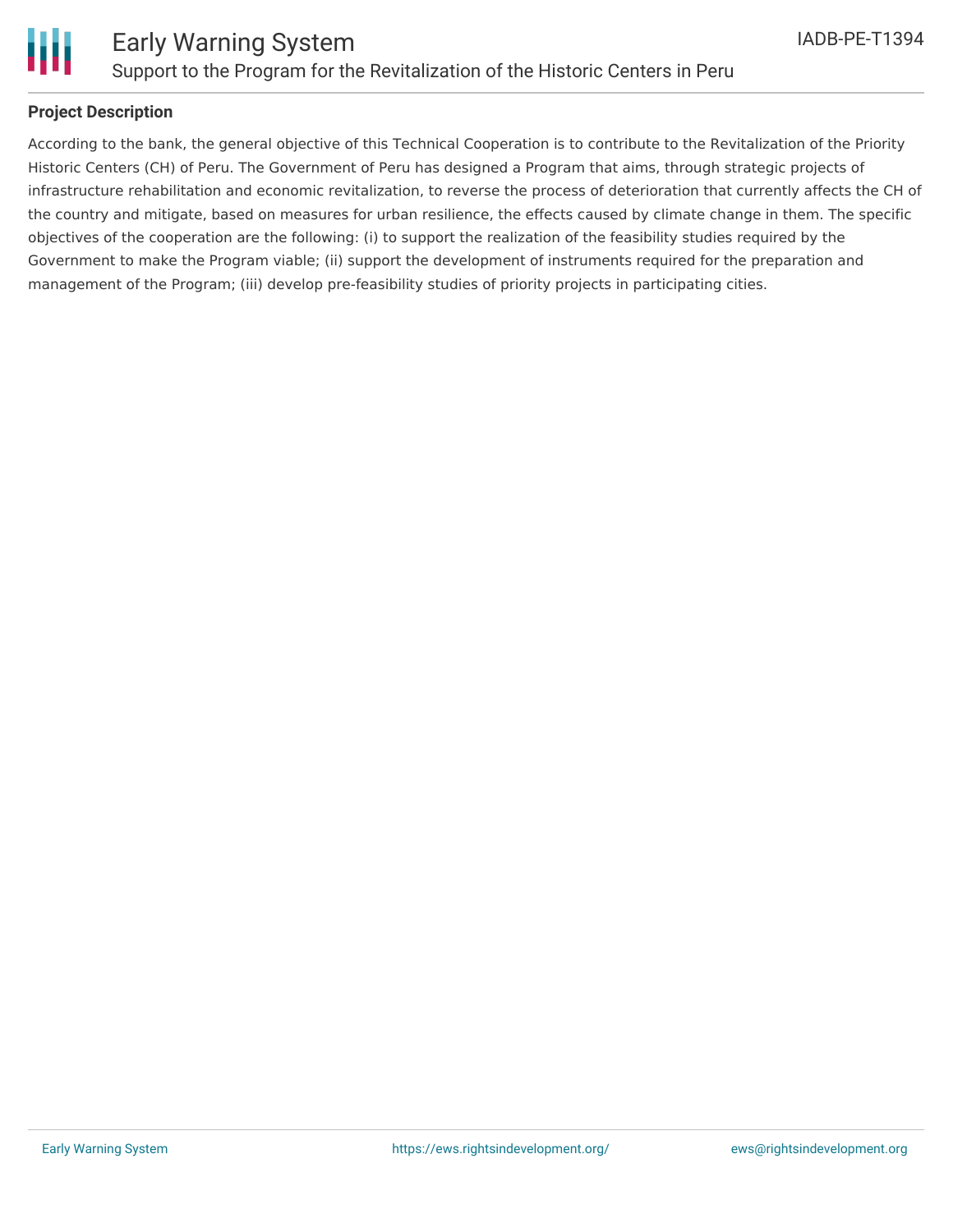## Project Description

According to the bank, the general objective of this Technical Cooperation is to contribute to the Revitalization of the Priority Historic Centers (CH) of Peru. The Government of Peru has designed a Program that aims, through strategic projects of infrastructure rehabilitation and economic revitalization, to reverse the process of deterioration that currently affects the CH of the country and mitigate, based on measures for urban resilience, the effects caused by climate change in them. The specific objectives of the cooperation are the following: (i) to support the realization of the feasibility studies required by the Government to make the Program viable; (ii) support the development of instruments required for the preparation and management of the Program; (iii) develop pre-feasibility studies of priority projects in participating cities.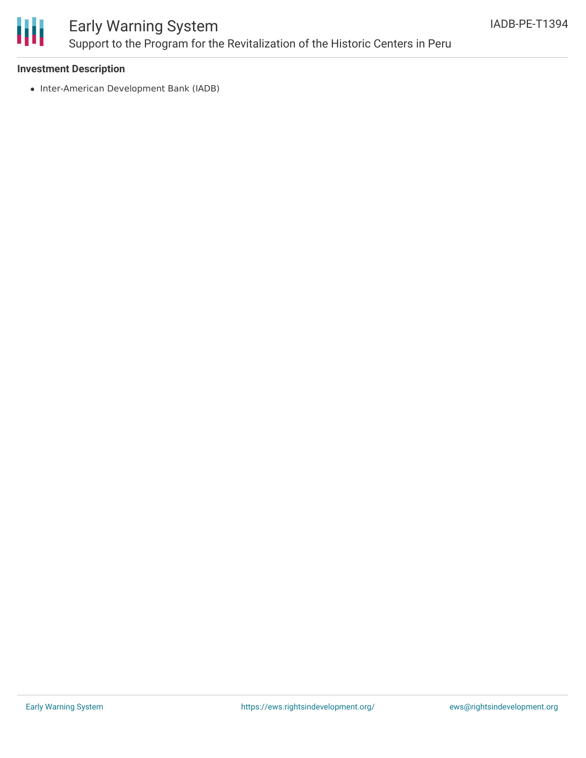**Investment Description**

- Inter-American Development Bank (IADB)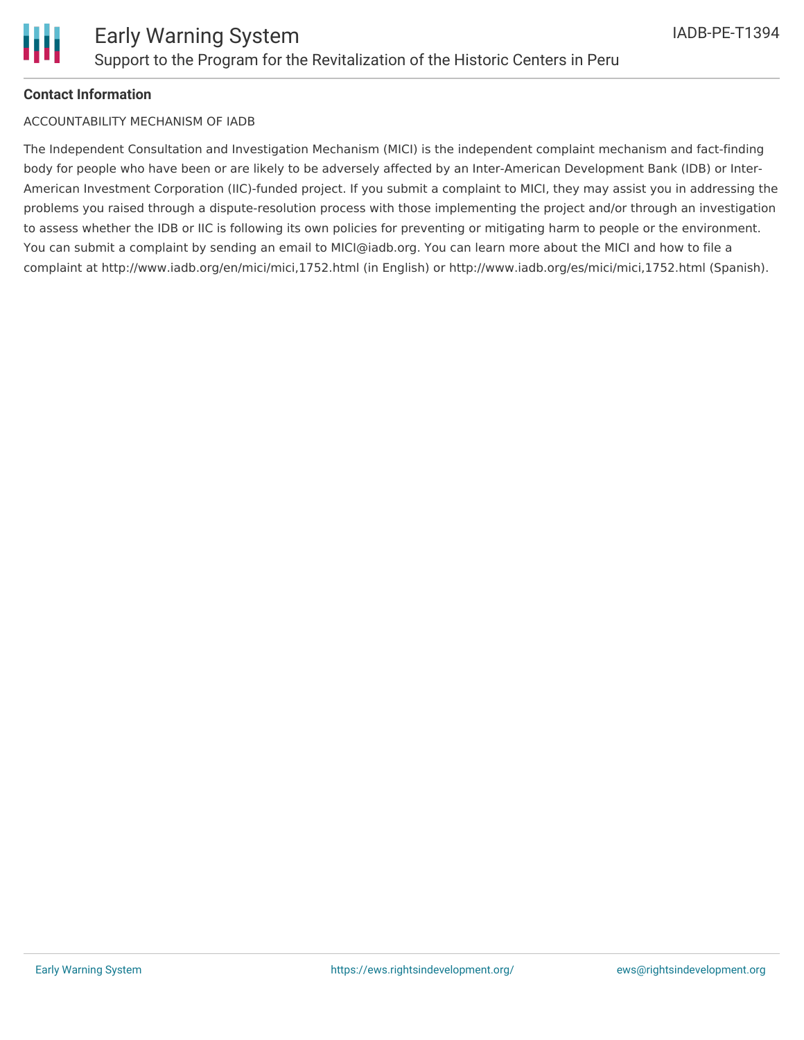**Contact Information**

ACCOUNTABILITY MECHANISM OF IADB

The Independent Consultation and Investigation Mechanism (MICI) is the independent complaint mechanism and fact-finding body for people who have been or are likely to be adversely affected by an Inter-American Development Bank (IDB) or Inter-American Investment Corporation (IIC)-funded project. If you submit a complaint to MICI, they may assist you in addressing the problems you raised through a dispute-resolution process with those implementing the project and/or through an investigation to assess whether the IDB or IIC is following its own policies for preventing or mitigating harm to people or the environment. You can submit a complaint by sending an email to MICI@iadb.org. You can learn more about the MICI and how to file a complaint at http://www.iadb.org/en/mici/mici,1752.html (in English) or http://www.iadb.org/es/mici/mici,1752.html (Spanish).